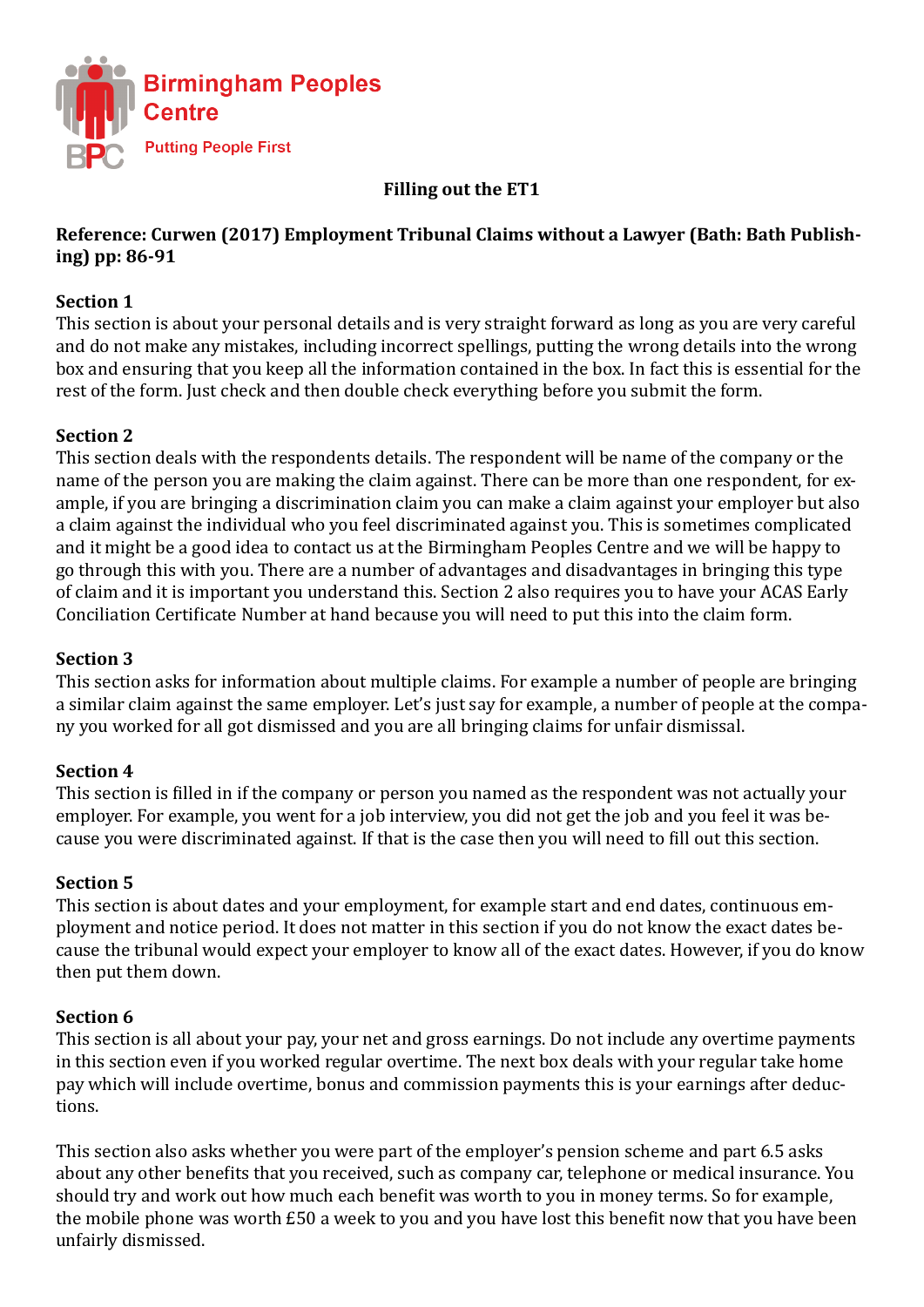Birmingham Peoples Centre

Putting People First

# Filling out the ET1

**Reference: Curwen (2017) Employment Tribunal Claims without a Lawyer (Bath: Bath Publishing) pp: 86-91**

### Section 1

This section is about your personal details and is very straight forward as long as you are very careful and do not make any mistakes, including incorrect spellings, putting the wrong details into the wrong box and ensuring that you keep all the information contained in the box. In fact this is essential for the rest of the form. Just check and then double check everything before you submit the form.

### Section 2

This section deals with the respondents details. The respondent will be name of the company or the name of the person you are making the claim against. There can be more than one respondent, for example, if you are bringing a discrimination claim you can make a claim against your employer but also a claim against the individual who you feel discriminated against you. This is sometimes complicated and it might be a good idea to contact us at the Birmingham Peoples Centre and we will be happy to go through this with you. There are a number of advantages and disadvantages in bringing this type of claim and it is important you understand this. Section 2 also requires you to have your ACAS Early Conciliation Certificate Number at hand because you will need to put this into the claim form.

### Section 3

This section asks for information about multiple claims. For example a number of people are bringing a similar claim against the same employer. Let's just say for example, a number of people at the company you worked for all got dismissed and you are all bringing claims for unfair dismissal.

### Section 4

This section is filled in if the company or person you named as the respondent was not actually your employer. For example, you went for a job interview, you did not get the job and you feel it was because you were discriminated against. If that is the case then you will need to fill out this section.

### Section 5

This section is about dates and your employment, for example start and end dates, continuous employment and notice period. It does not matter in this section if you do not know the exact dates because the tribunal would expect your employer to know all of the exact dates. However, if you do know then put them down.

### Section 6

This section is all about your pay, your net and gross earnings. Do not include any overtime payments in this section even if you worked regular overtime. The next box deals with your regular take home pay which will include overtime, bonus and commission payments this is your earnings after deductions.

This section also asks whether you were part of the employer's pension scheme and part 6.5 asks about any other benefits that you received, such as company car, telephone or medical insurance. You should try and work out how much each benefit was worth to you in money terms. So for example, the mobile phone was worth £50 a week to you and you have lost this benefit now that you have been unfairly dismissed.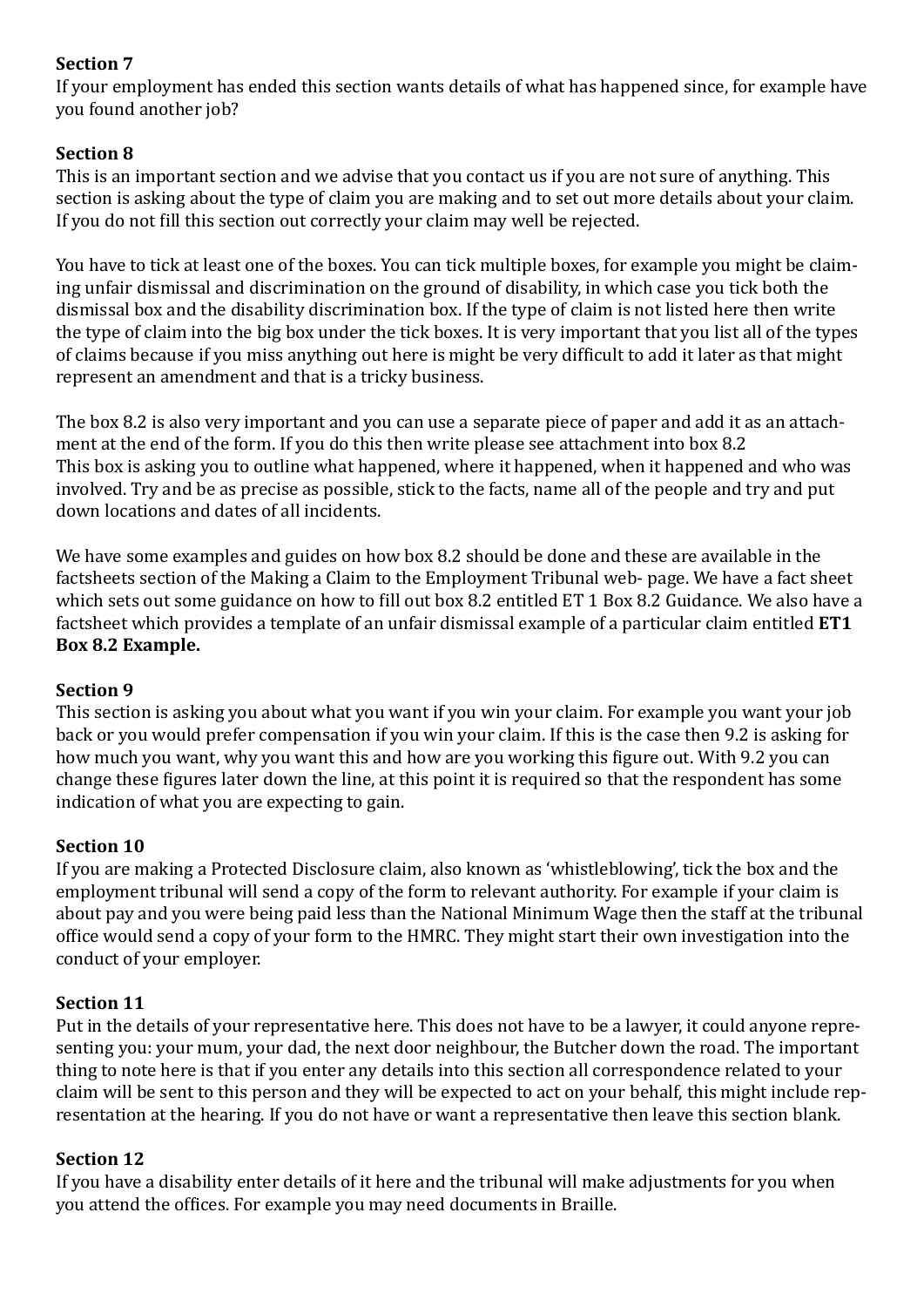**Section 7**
If your employment has ended this section wants details of what has happened since, for example have you found another job?

**Section 8**
This is an important section and we advise that you contact us if you are not sure of anything. This section is asking about the type of claim you are making and to set out more details about your claim. If you do not fill this section out correctly your claim may well be rejected.

You have to tick at least one of the boxes. You can tick multiple boxes, for example you might be claiming unfair dismissal and discrimination on the ground of disability, in which case you tick both the dismissal box and the disability discrimination box. If the type of claim is not listed here then write the type of claim into the big box under the tick boxes. It is very important that you list all of the types of claims because if you miss anything out here is might be very difficult to add it later as that might represent an amendment and that is a tricky business.

The box 8.2 is also very important and you can use a separate piece of paper and add it as an attachment at the end of the form. If you do this then write please see attachment into box 8.2
This box is asking you to outline what happened, where it happened, when it happened and who was involved. Try and be as precise as possible, stick to the facts, name all of the people and try and put down locations and dates of all incidents.

We have some examples and guides on how box 8.2 should be done and these are available in the factsheets section of the Making a Claim to the Employment Tribunal web- page. We have a fact sheet which sets out some guidance on how to fill out box 8.2 entitled ET 1 Box 8.2 Guidance. We also have a factsheet which provides a template of an unfair dismissal example of a particular claim entitled **ET1 Box 8.2 Example.**

**Section 9**
This section is asking you about what you want if you win your claim. For example you want your job back or you would prefer compensation if you win your claim. If this is the case then 9.2 is asking for how much you want, why you want this and how are you working this figure out. With 9.2 you can change these figures later down the line, at this point it is required so that the respondent has some indication of what you are expecting to gain.

**Section 10**
If you are making a Protected Disclosure claim, also known as 'whistleblowing', tick the box and the employment tribunal will send a copy of the form to relevant authority. For example if your claim is about pay and you were being paid less than the National Minimum Wage then the staff at the tribunal office would send a copy of your form to the HMRC. They might start their own investigation into the conduct of your employer.

**Section 11**
Put in the details of your representative here. This does not have to be a lawyer, it could anyone representing you: your mum, your dad, the next door neighbour, the Butcher down the road. The important thing to note here is that if you enter any details into this section all correspondence related to your claim will be sent to this person and they will be expected to act on your behalf, this might include representation at the hearing. If you do not have or want a representative then leave this section blank.

**Section 12**
If you have a disability enter details of it here and the tribunal will make adjustments for you when you attend the offices. For example you may need documents in Braille.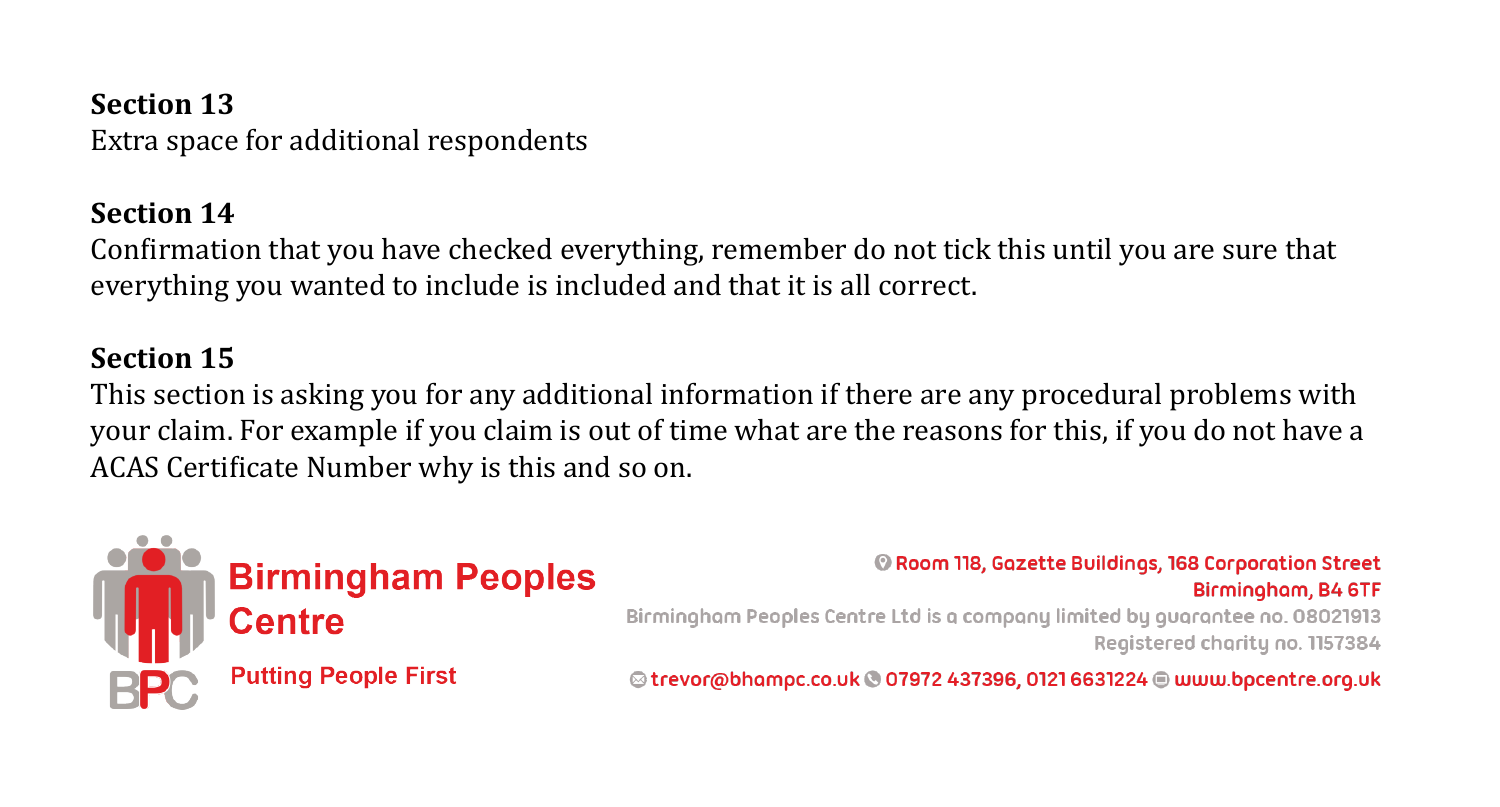**Section 13**
Extra space for additional respondents

**Section 14**
Confirmation that you have checked everything, remember do not tick this until you are sure that everything you wanted to include is included and that it is all correct.

**Section 15**
This section is asking you for any additional information if there are any procedural problems with your claim. For example if you claim is out of time what are the reasons for this, if you do not have a ACAS Certificate Number why is this and so on.